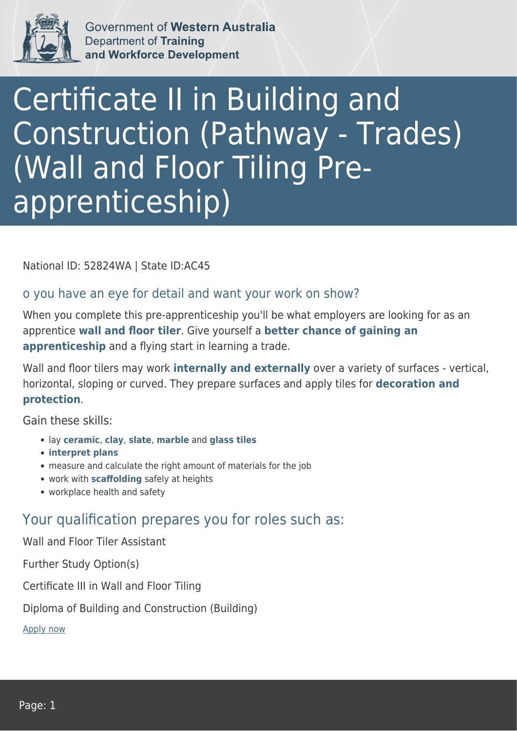Government of **Western Australia**
Department of **Training and Workforce Development**

# Certificate II in Building and Construction (Pathway - Trades) (Wall and Floor Tiling Pre-apprenticeship)

National ID: 52824WA | State ID:AC45

## o you have an eye for detail and want your work on show?

When you complete this pre-apprenticeship you'll be what employers are looking for as an apprentice **wall and floor tiler**. Give yourself a **better chance of gaining an apprenticeship** and a flying start in learning a trade.

Wall and floor tilers may work **internally and externally** over a variety of surfaces - vertical, horizontal, sloping or curved. They prepare surfaces and apply tiles for **decoration and protection**.

Gain these skills:

- lay **ceramic**, **clay**, **slate**, **marble** and **glass tiles**
- **interpret plans**
- measure and calculate the right amount of materials for the job
- work with **scaffolding** safely at heights
- workplace health and safety

## Your qualification prepares you for roles such as:

Wall and Floor Tiler Assistant

Further Study Option(s)

Certificate III in Wall and Floor Tiling

Diploma of Building and Construction (Building)

Apply now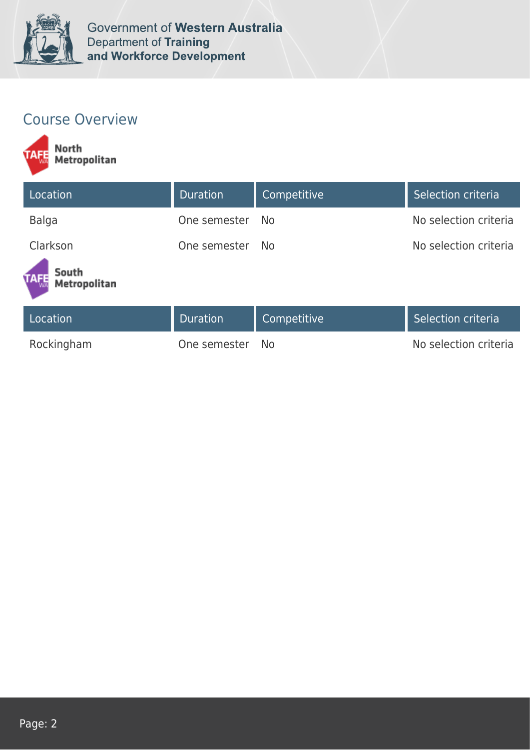## Course Overview

**North Metropolitan**

| Location | Duration | Competitive | Selection criteria |
|---|---|---|---|
| Balga | One semester | No | No selection criteria |
| Clarkson | One semester | No | No selection criteria |

**South Metropolitan**

| Location | Duration | Competitive | Selection criteria |
|---|---|---|---|
| Rockingham | One semester | No | No selection criteria |